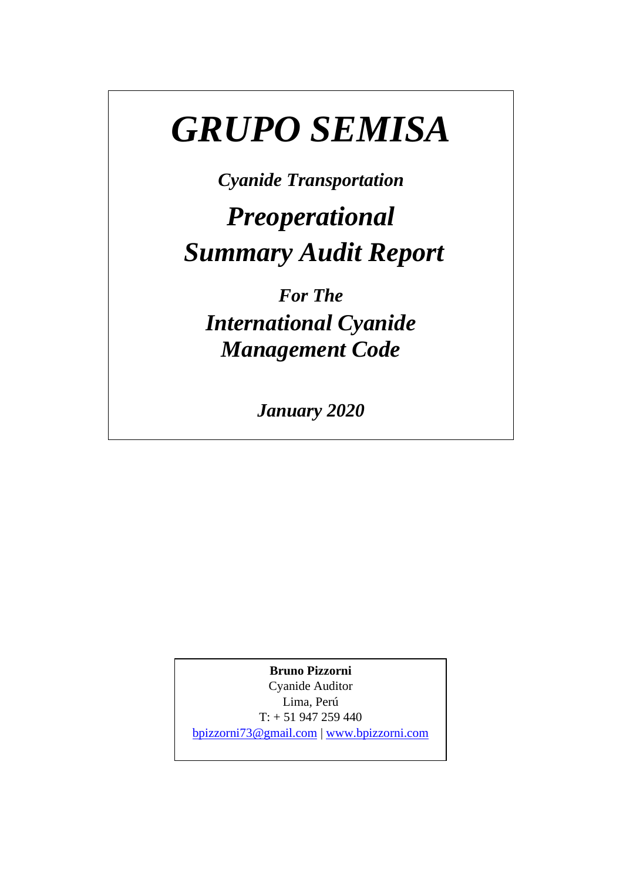# *GRUPO SEMISA*

***Cyanide Transportation***

## ***Preoperational Summary Audit Report***

***For The***

***International Cyanide Management Code***

***January 2020***

**Bruno Pizzorni**
Cyanide Auditor
Lima, Perú
T: + 51 947 259 440
bpizzorni73@gmail.com | www.bpizzorni.com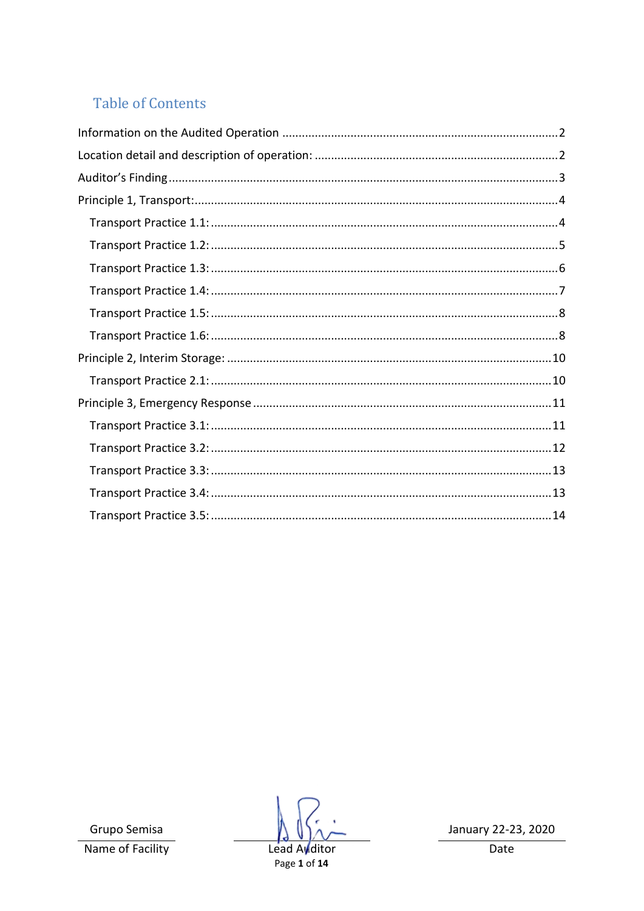## Table of Contents

Information on the Audited Operation .....................................................................................2

Location detail and description of operation: ...........................................................................2

Auditor's Finding .......................................................................................................................3

Principle 1, Transport: ...............................................................................................................4

- Transport Practice 1.1: .........................................................................................................4
- Transport Practice 1.2: .........................................................................................................5
- Transport Practice 1.3: .........................................................................................................6
- Transport Practice 1.4: .........................................................................................................7
- Transport Practice 1.5: .........................................................................................................8
- Transport Practice 1.6: .........................................................................................................8

Principle 2, Interim Storage: ...................................................................................................10

- Transport Practice 2.1: .......................................................................................................10

Principle 3, Emergency Response ...........................................................................................11

- Transport Practice 3.1: .......................................................................................................11
- Transport Practice 3.2: .......................................................................................................12
- Transport Practice 3.3: .......................................................................................................13
- Transport Practice 3.4: .......................................................................................................13
- Transport Practice 3.5: .......................................................................................................14

| Grupo Semisa | | January 22-23, 2020 |
|---|---|---|
| Name of Facility | Lead Auditor | Date |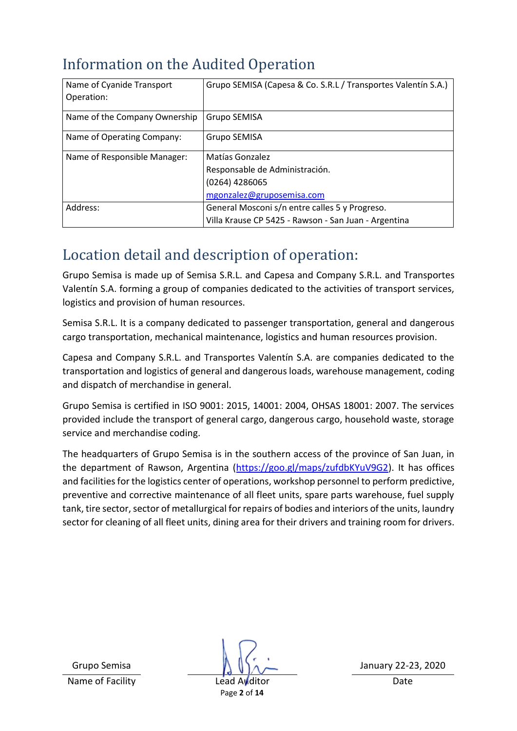# Information on the Audited Operation

| Name of Cyanide Transport Operation: | Grupo SEMISA (Capesa & Co. S.R.L / Transportes Valentín S.A.) |
|---|---|
| Name of the Company Ownership | Grupo SEMISA |
| Name of Operating Company: | Grupo SEMISA |
| Name of Responsible Manager: | Matías Gonzalez<br>Responsable de Administración.<br>(0264) 4286065<br>mgonzalez@gruposemisa.com |
| Address: | General Mosconi s/n entre calles 5 y Progreso.<br>Villa Krause CP 5425 - Rawson - San Juan - Argentina |

# Location detail and description of operation:

Grupo Semisa is made up of Semisa S.R.L. and Capesa and Company S.R.L. and Transportes Valentín S.A. forming a group of companies dedicated to the activities of transport services, logistics and provision of human resources.

Semisa S.R.L. It is a company dedicated to passenger transportation, general and dangerous cargo transportation, mechanical maintenance, logistics and human resources provision.

Capesa and Company S.R.L. and Transportes Valentín S.A. are companies dedicated to the transportation and logistics of general and dangerous loads, warehouse management, coding and dispatch of merchandise in general.

Grupo Semisa is certified in ISO 9001: 2015, 14001: 2004, OHSAS 18001: 2007. The services provided include the transport of general cargo, dangerous cargo, household waste, storage service and merchandise coding.

The headquarters of Grupo Semisa is in the southern access of the province of San Juan, in the department of Rawson, Argentina (https://goo.gl/maps/zufdbKYuV9G2). It has offices and facilities for the logistics center of operations, workshop personnel to perform predictive, preventive and corrective maintenance of all fleet units, spare parts warehouse, fuel supply tank, tire sector, sector of metallurgical for repairs of bodies and interiors of the units, laundry sector for cleaning of all fleet units, dining area for their drivers and training room for drivers.

| Grupo Semisa | | January 22-23, 2020 |
|---|---|---|
| Name of Facility | Lead Auditor | Date |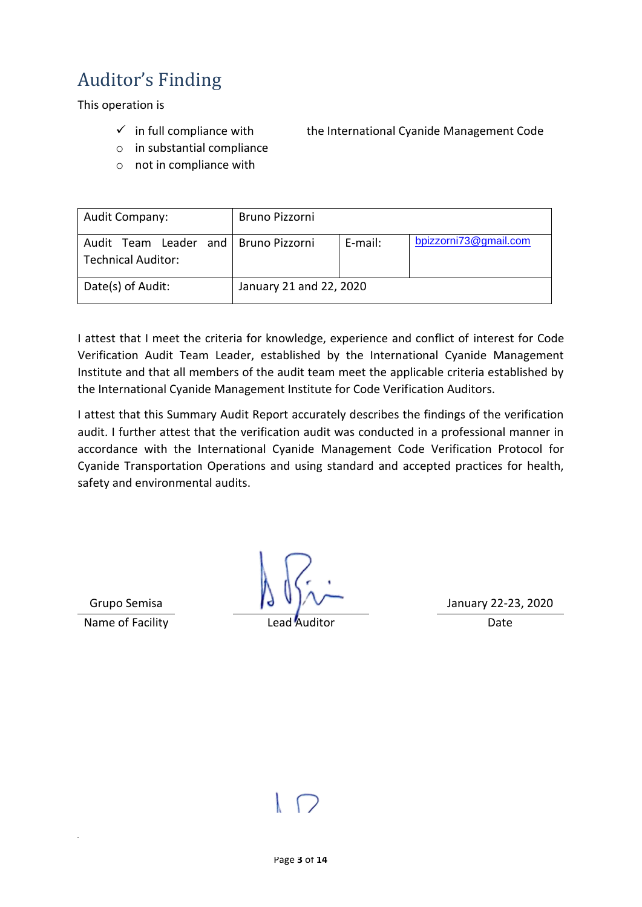## Auditor's Finding

This operation is

- ✓ in full compliance with the International Cyanide Management Code
- ○ in substantial compliance
- ○ not in compliance with

| Audit Company: | Bruno Pizzorni | | |
|---|---|---|---|
| Audit Team Leader and Technical Auditor: | Bruno Pizzorni | E-mail: | bpizzorni73@gmail.com |
| Date(s) of Audit: | January 21 and 22, 2020 | | |

I attest that I meet the criteria for knowledge, experience and conflict of interest for Code Verification Audit Team Leader, established by the International Cyanide Management Institute and that all members of the audit team meet the applicable criteria established by the International Cyanide Management Institute for Code Verification Auditors.

I attest that this Summary Audit Report accurately describes the findings of the verification audit. I further attest that the verification audit was conducted in a professional manner in accordance with the International Cyanide Management Code Verification Protocol for Cyanide Transportation Operations and using standard and accepted practices for health, safety and environmental audits.

| Grupo Semisa | | January 22-23, 2020 |
|---|---|---|
| Name of Facility | Lead Auditor | Date |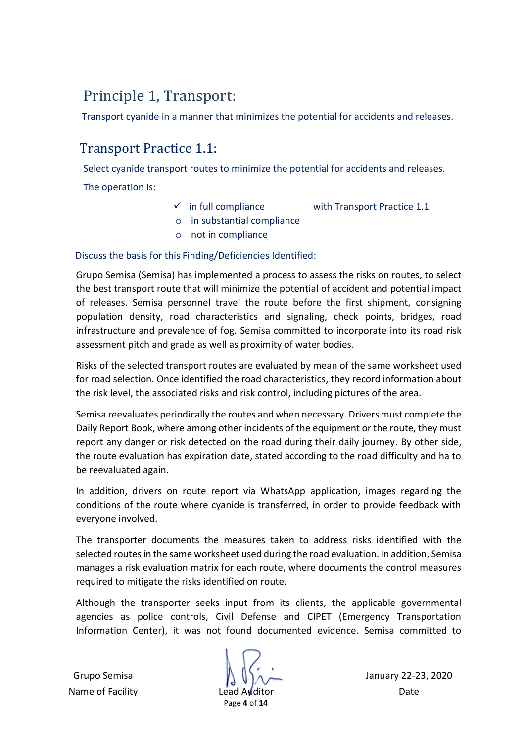# Principle 1, Transport:

Transport cyanide in a manner that minimizes the potential for accidents and releases.

## Transport Practice 1.1:

Select cyanide transport routes to minimize the potential for accidents and releases.

The operation is:

- ✓ in full compliance with Transport Practice 1.1
- ○ in substantial compliance
- ○ not in compliance

Discuss the basis for this Finding/Deficiencies Identified:

Grupo Semisa (Semisa) has implemented a process to assess the risks on routes, to select the best transport route that will minimize the potential of accident and potential impact of releases. Semisa personnel travel the route before the first shipment, consigning population density, road characteristics and signaling, check points, bridges, road infrastructure and prevalence of fog. Semisa committed to incorporate into its road risk assessment pitch and grade as well as proximity of water bodies.

Risks of the selected transport routes are evaluated by mean of the same worksheet used for road selection. Once identified the road characteristics, they record information about the risk level, the associated risks and risk control, including pictures of the area.

Semisa reevaluates periodically the routes and when necessary. Drivers must complete the Daily Report Book, where among other incidents of the equipment or the route, they must report any danger or risk detected on the road during their daily journey. By other side, the route evaluation has expiration date, stated according to the road difficulty and ha to be reevaluated again.

In addition, drivers on route report via WhatsApp application, images regarding the conditions of the route where cyanide is transferred, in order to provide feedback with everyone involved.

The transporter documents the measures taken to address risks identified with the selected routes in the same worksheet used during the road evaluation. In addition, Semisa manages a risk evaluation matrix for each route, where documents the control measures required to mitigate the risks identified on route.

Although the transporter seeks input from its clients, the applicable governmental agencies as police controls, Civil Defense and CIPET (Emergency Transportation Information Center), it was not found documented evidence. Semisa committed to

| Grupo Semisa | | January 22-23, 2020 |
|---|---|---|
| Name of Facility | Lead Auditor | Date |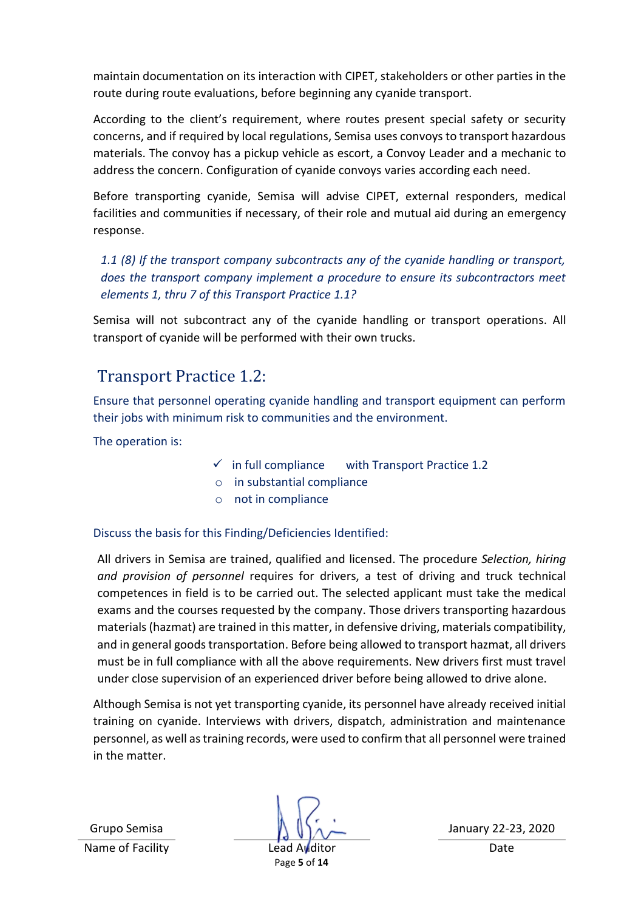maintain documentation on its interaction with CIPET, stakeholders or other parties in the route during route evaluations, before beginning any cyanide transport.

According to the client's requirement, where routes present special safety or security concerns, and if required by local regulations, Semisa uses convoys to transport hazardous materials. The convoy has a pickup vehicle as escort, a Convoy Leader and a mechanic to address the concern. Configuration of cyanide convoys varies according each need.

Before transporting cyanide, Semisa will advise CIPET, external responders, medical facilities and communities if necessary, of their role and mutual aid during an emergency response.

*1.1 (8) If the transport company subcontracts any of the cyanide handling or transport, does the transport company implement a procedure to ensure its subcontractors meet elements 1, thru 7 of this Transport Practice 1.1?*

Semisa will not subcontract any of the cyanide handling or transport operations. All transport of cyanide will be performed with their own trucks.

## Transport Practice 1.2:

Ensure that personnel operating cyanide handling and transport equipment can perform their jobs with minimum risk to communities and the environment.

The operation is:

- ✓ in full compliance with Transport Practice 1.2
- ○ in substantial compliance
- ○ not in compliance

Discuss the basis for this Finding/Deficiencies Identified:

All drivers in Semisa are trained, qualified and licensed. The procedure *Selection, hiring and provision of personnel* requires for drivers, a test of driving and truck technical competences in field is to be carried out. The selected applicant must take the medical exams and the courses requested by the company. Those drivers transporting hazardous materials (hazmat) are trained in this matter, in defensive driving, materials compatibility, and in general goods transportation. Before being allowed to transport hazmat, all drivers must be in full compliance with all the above requirements. New drivers first must travel under close supervision of an experienced driver before being allowed to drive alone.

Although Semisa is not yet transporting cyanide, its personnel have already received initial training on cyanide. Interviews with drivers, dispatch, administration and maintenance personnel, as well as training records, were used to confirm that all personnel were trained in the matter.

| Grupo Semisa | | January 22-23, 2020 |
|---|---|---|
| Name of Facility | Lead Auditor | Date |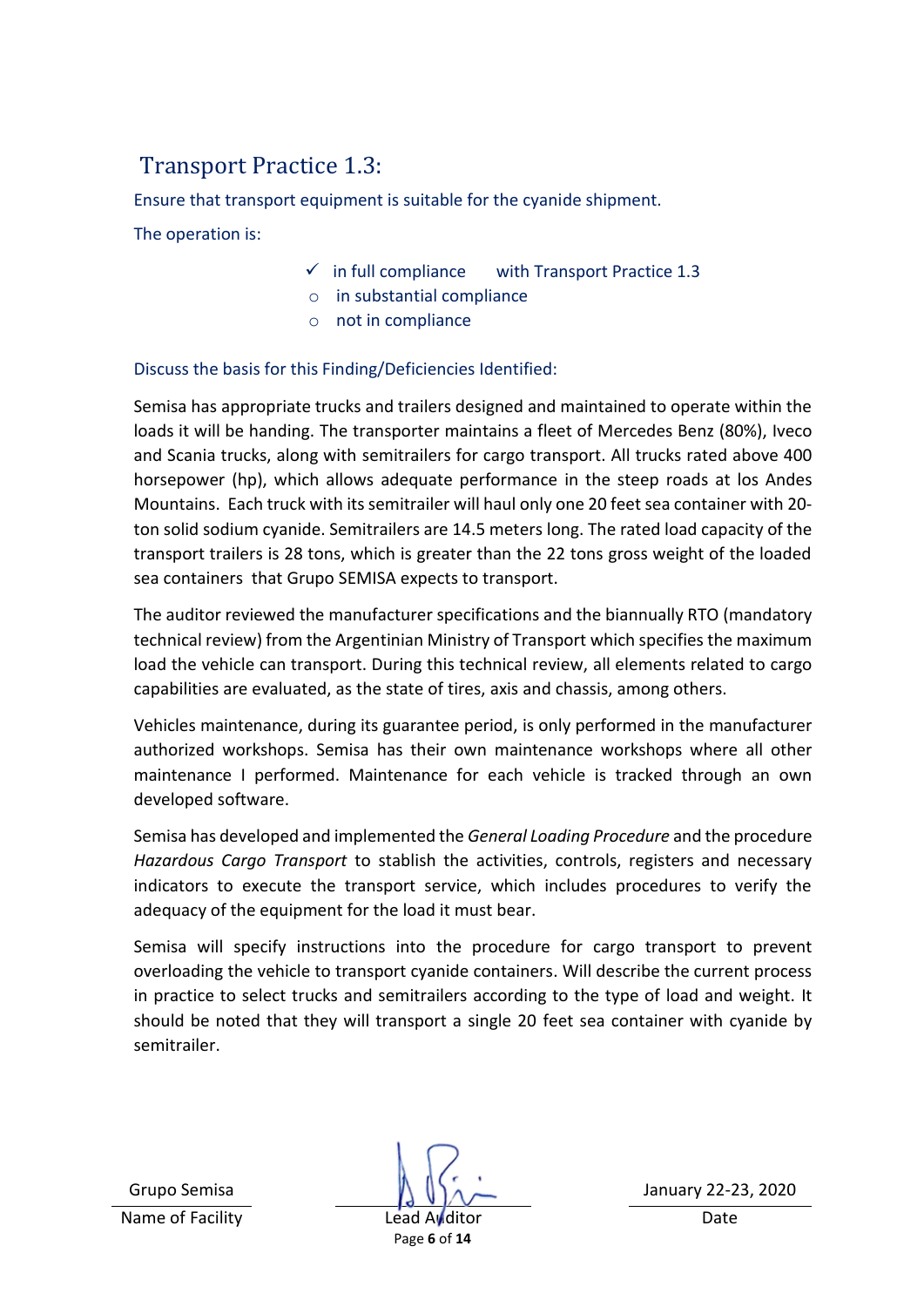## Transport Practice 1.3:

Ensure that transport equipment is suitable for the cyanide shipment.

The operation is:

- ✓ in full compliance with Transport Practice 1.3
- ○ in substantial compliance
- ○ not in compliance

Discuss the basis for this Finding/Deficiencies Identified:

Semisa has appropriate trucks and trailers designed and maintained to operate within the loads it will be handing. The transporter maintains a fleet of Mercedes Benz (80%), Iveco and Scania trucks, along with semitrailers for cargo transport. All trucks rated above 400 horsepower (hp), which allows adequate performance in the steep roads at los Andes Mountains. Each truck with its semitrailer will haul only one 20 feet sea container with 20-ton solid sodium cyanide. Semitrailers are 14.5 meters long. The rated load capacity of the transport trailers is 28 tons, which is greater than the 22 tons gross weight of the loaded sea containers that Grupo SEMISA expects to transport.

The auditor reviewed the manufacturer specifications and the biannually RTO (mandatory technical review) from the Argentinian Ministry of Transport which specifies the maximum load the vehicle can transport. During this technical review, all elements related to cargo capabilities are evaluated, as the state of tires, axis and chassis, among others.

Vehicles maintenance, during its guarantee period, is only performed in the manufacturer authorized workshops. Semisa has their own maintenance workshops where all other maintenance I performed. Maintenance for each vehicle is tracked through an own developed software.

Semisa has developed and implemented the *General Loading Procedure* and the procedure *Hazardous Cargo Transport* to stablish the activities, controls, registers and necessary indicators to execute the transport service, which includes procedures to verify the adequacy of the equipment for the load it must bear.

Semisa will specify instructions into the procedure for cargo transport to prevent overloading the vehicle to transport cyanide containers. Will describe the current process in practice to select trucks and semitrailers according to the type of load and weight. It should be noted that they will transport a single 20 feet sea container with cyanide by semitrailer.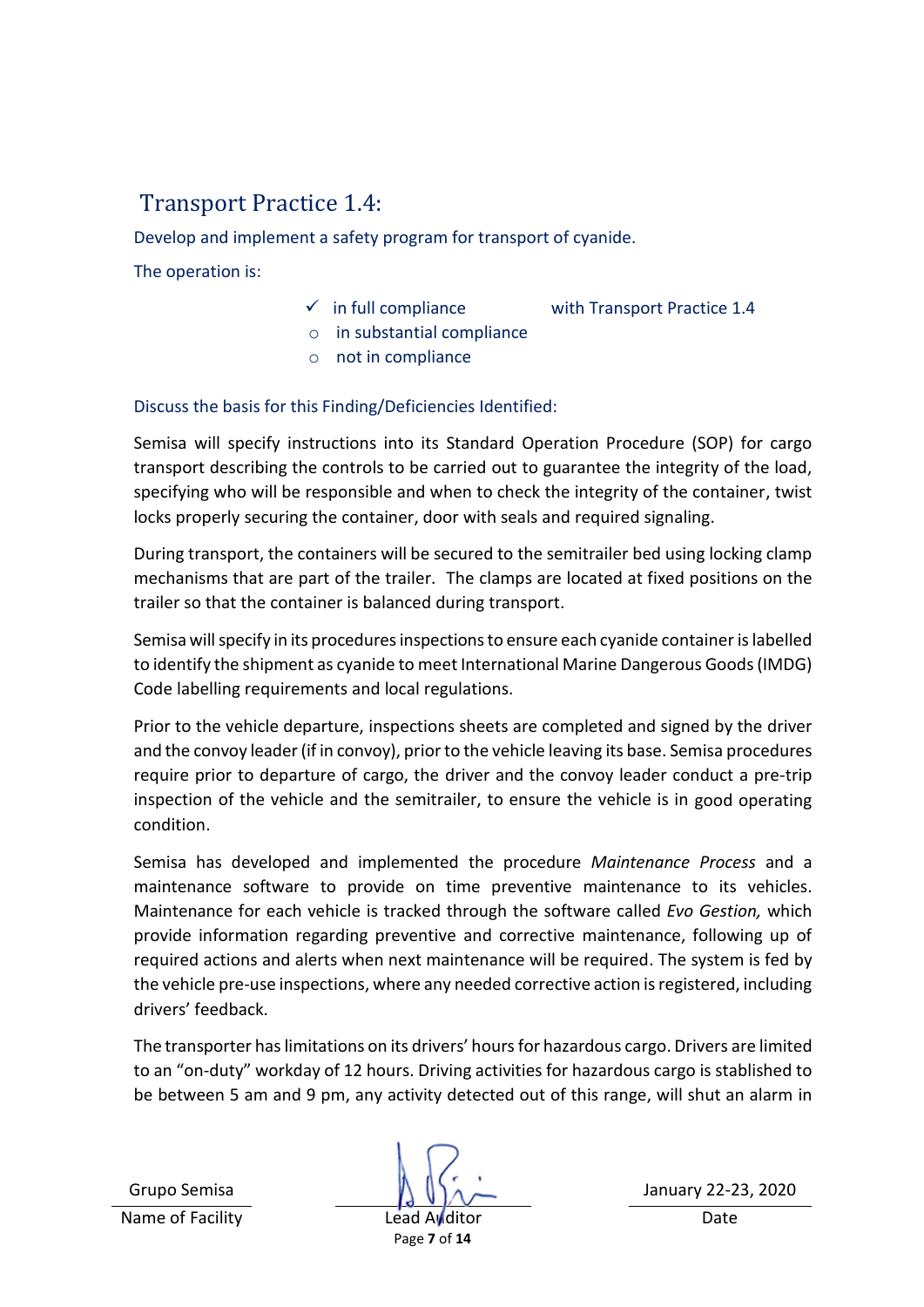## Transport Practice 1.4:

Develop and implement a safety program for transport of cyanide.

The operation is:

- ✓ in full compliance with Transport Practice 1.4
- ○ in substantial compliance
- ○ not in compliance

Discuss the basis for this Finding/Deficiencies Identified:

Semisa will specify instructions into its Standard Operation Procedure (SOP) for cargo transport describing the controls to be carried out to guarantee the integrity of the load, specifying who will be responsible and when to check the integrity of the container, twist locks properly securing the container, door with seals and required signaling.

During transport, the containers will be secured to the semitrailer bed using locking clamp mechanisms that are part of the trailer. The clamps are located at fixed positions on the trailer so that the container is balanced during transport.

Semisa will specify in its procedures inspections to ensure each cyanide container is labelled to identify the shipment as cyanide to meet International Marine Dangerous Goods (IMDG) Code labelling requirements and local regulations.

Prior to the vehicle departure, inspections sheets are completed and signed by the driver and the convoy leader (if in convoy), prior to the vehicle leaving its base. Semisa procedures require prior to departure of cargo, the driver and the convoy leader conduct a pre-trip inspection of the vehicle and the semitrailer, to ensure the vehicle is in good operating condition.

Semisa has developed and implemented the procedure *Maintenance Process* and a maintenance software to provide on time preventive maintenance to its vehicles. Maintenance for each vehicle is tracked through the software called *Evo Gestion,* which provide information regarding preventive and corrective maintenance, following up of required actions and alerts when next maintenance will be required. The system is fed by the vehicle pre-use inspections, where any needed corrective action is registered, including drivers' feedback.

The transporter has limitations on its drivers' hours for hazardous cargo. Drivers are limited to an "on-duty" workday of 12 hours. Driving activities for hazardous cargo is stablished to be between 5 am and 9 pm, any activity detected out of this range, will shut an alarm in

| Grupo Semisa | | January 22-23, 2020 |
|---|---|---|
| Name of Facility | Lead Auditor | Date |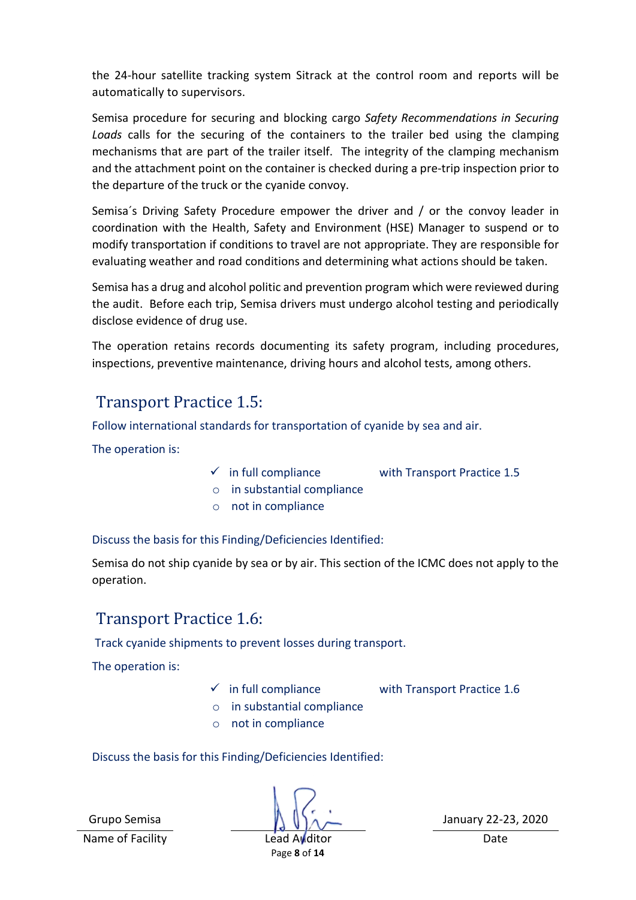the 24-hour satellite tracking system Sitrack at the control room and reports will be automatically to supervisors.

Semisa procedure for securing and blocking cargo *Safety Recommendations in Securing Loads* calls for the securing of the containers to the trailer bed using the clamping mechanisms that are part of the trailer itself. The integrity of the clamping mechanism and the attachment point on the container is checked during a pre-trip inspection prior to the departure of the truck or the cyanide convoy.

Semisa´s Driving Safety Procedure empower the driver and / or the convoy leader in coordination with the Health, Safety and Environment (HSE) Manager to suspend or to modify transportation if conditions to travel are not appropriate. They are responsible for evaluating weather and road conditions and determining what actions should be taken.

Semisa has a drug and alcohol politic and prevention program which were reviewed during the audit. Before each trip, Semisa drivers must undergo alcohol testing and periodically disclose evidence of drug use.

The operation retains records documenting its safety program, including procedures, inspections, preventive maintenance, driving hours and alcohol tests, among others.

## Transport Practice 1.5:

Follow international standards for transportation of cyanide by sea and air.

The operation is:

- ✓ in full compliance with Transport Practice 1.5
- ○ in substantial compliance
- ○ not in compliance

Discuss the basis for this Finding/Deficiencies Identified:

Semisa do not ship cyanide by sea or by air. This section of the ICMC does not apply to the operation.

## Transport Practice 1.6:

Track cyanide shipments to prevent losses during transport.

The operation is:

- ✓ in full compliance with Transport Practice 1.6
- ○ in substantial compliance
- ○ not in compliance

Discuss the basis for this Finding/Deficiencies Identified:

| Grupo Semisa | | January 22-23, 2020 |
|---|---|---|
| Name of Facility | Lead Auditor | Date |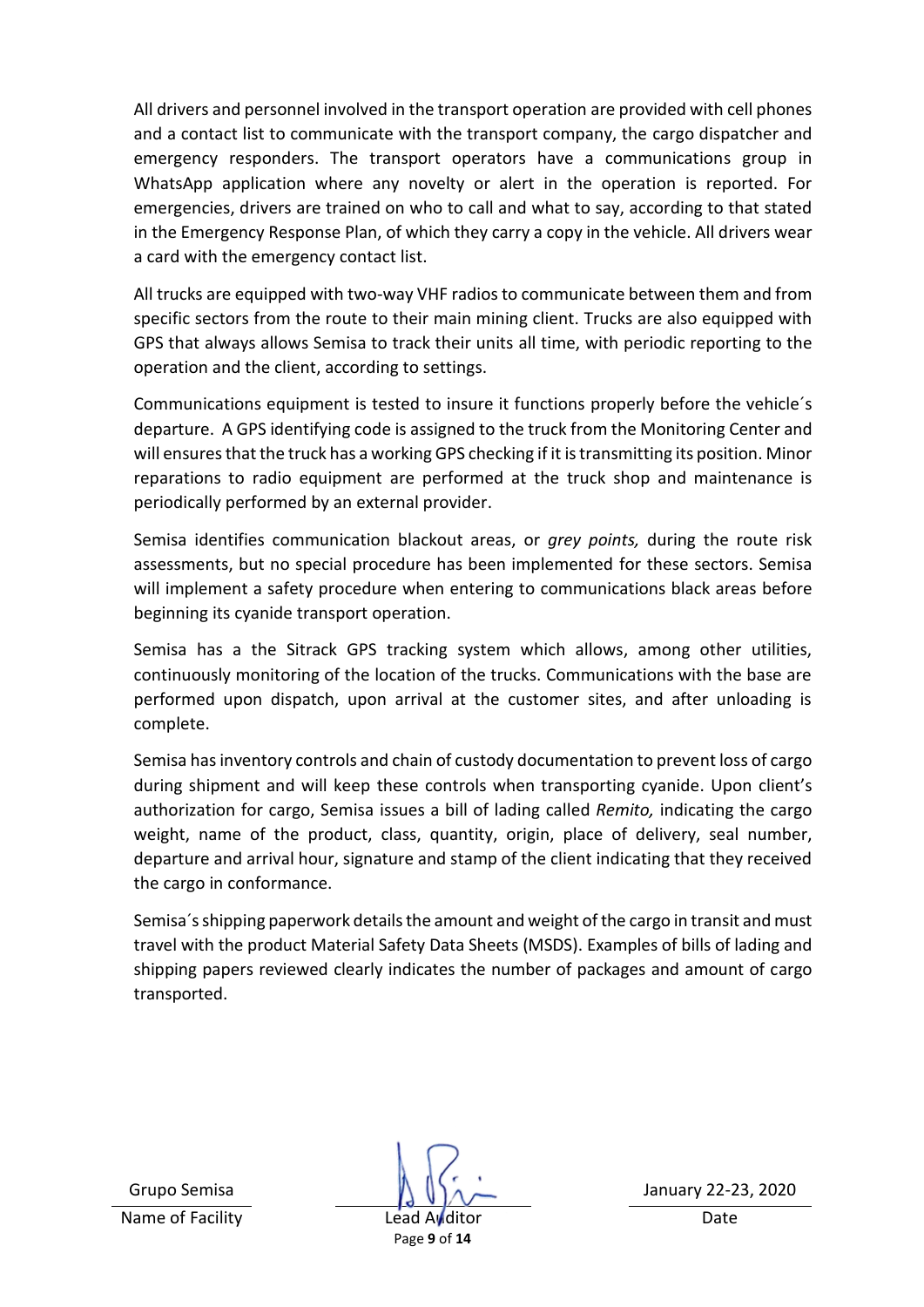All drivers and personnel involved in the transport operation are provided with cell phones and a contact list to communicate with the transport company, the cargo dispatcher and emergency responders. The transport operators have a communications group in WhatsApp application where any novelty or alert in the operation is reported. For emergencies, drivers are trained on who to call and what to say, according to that stated in the Emergency Response Plan, of which they carry a copy in the vehicle. All drivers wear a card with the emergency contact list.

All trucks are equipped with two-way VHF radios to communicate between them and from specific sectors from the route to their main mining client. Trucks are also equipped with GPS that always allows Semisa to track their units all time, with periodic reporting to the operation and the client, according to settings.

Communications equipment is tested to insure it functions properly before the vehicle´s departure. A GPS identifying code is assigned to the truck from the Monitoring Center and will ensures that the truck has a working GPS checking if it is transmitting its position. Minor reparations to radio equipment are performed at the truck shop and maintenance is periodically performed by an external provider.

Semisa identifies communication blackout areas, or *grey points,* during the route risk assessments, but no special procedure has been implemented for these sectors. Semisa will implement a safety procedure when entering to communications black areas before beginning its cyanide transport operation.

Semisa has a the Sitrack GPS tracking system which allows, among other utilities, continuously monitoring of the location of the trucks. Communications with the base are performed upon dispatch, upon arrival at the customer sites, and after unloading is complete.

Semisa has inventory controls and chain of custody documentation to prevent loss of cargo during shipment and will keep these controls when transporting cyanide. Upon client's authorization for cargo, Semisa issues a bill of lading called *Remito,* indicating the cargo weight, name of the product, class, quantity, origin, place of delivery, seal number, departure and arrival hour, signature and stamp of the client indicating that they received the cargo in conformance.

Semisa´s shipping paperwork details the amount and weight of the cargo in transit and must travel with the product Material Safety Data Sheets (MSDS). Examples of bills of lading and shipping papers reviewed clearly indicates the number of packages and amount of cargo transported.

| Grupo Semisa | | January 22-23, 2020 |
|---|---|---|
| Name of Facility | Lead Auditor | Date |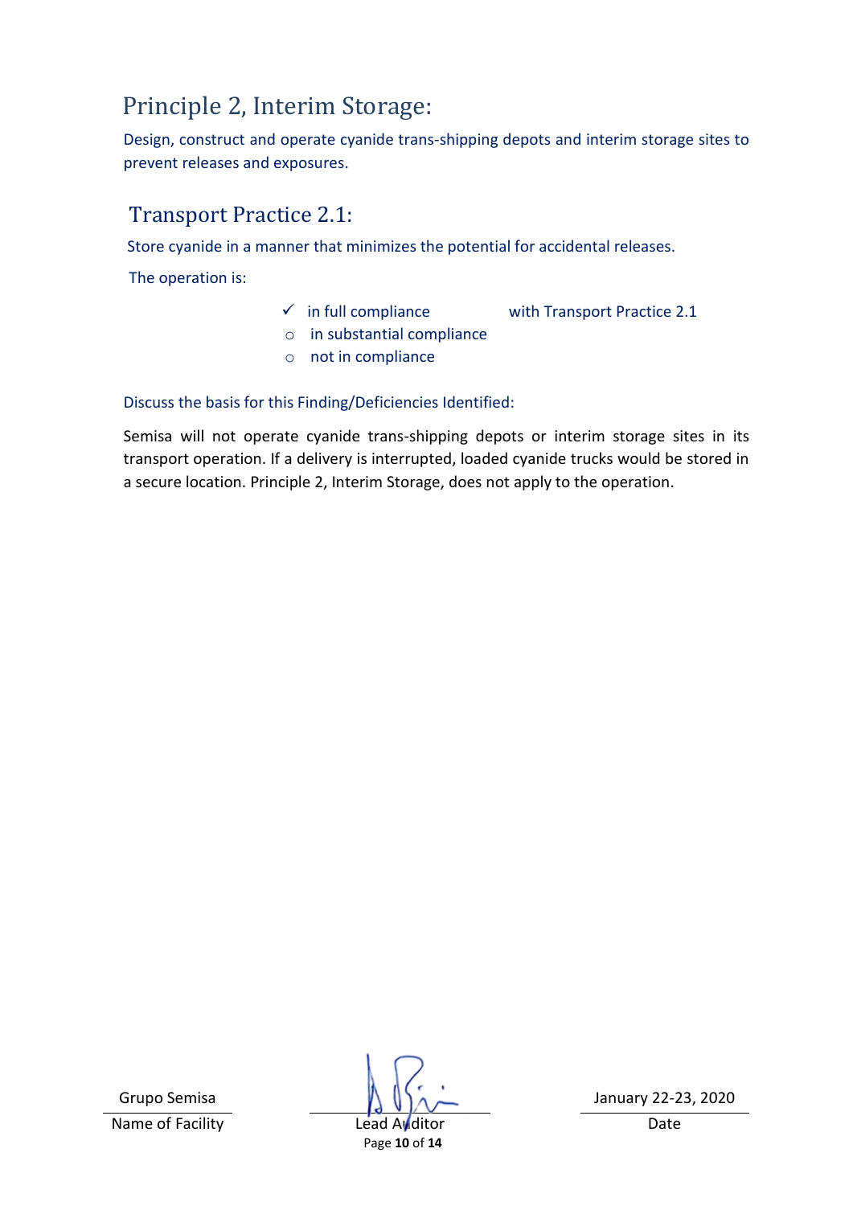# Principle 2, Interim Storage:

Design, construct and operate cyanide trans-shipping depots and interim storage sites to prevent releases and exposures.

## Transport Practice 2.1:

Store cyanide in a manner that minimizes the potential for accidental releases.

The operation is:

- ✓ in full compliance with Transport Practice 2.1
- ○ in substantial compliance
- ○ not in compliance

Discuss the basis for this Finding/Deficiencies Identified:

Semisa will not operate cyanide trans-shipping depots or interim storage sites in its transport operation. If a delivery is interrupted, loaded cyanide trucks would be stored in a secure location. Principle 2, Interim Storage, does not apply to the operation.

| Grupo Semisa | | January 22-23, 2020 |
|---|---|---|
| Name of Facility | Lead Auditor | Date |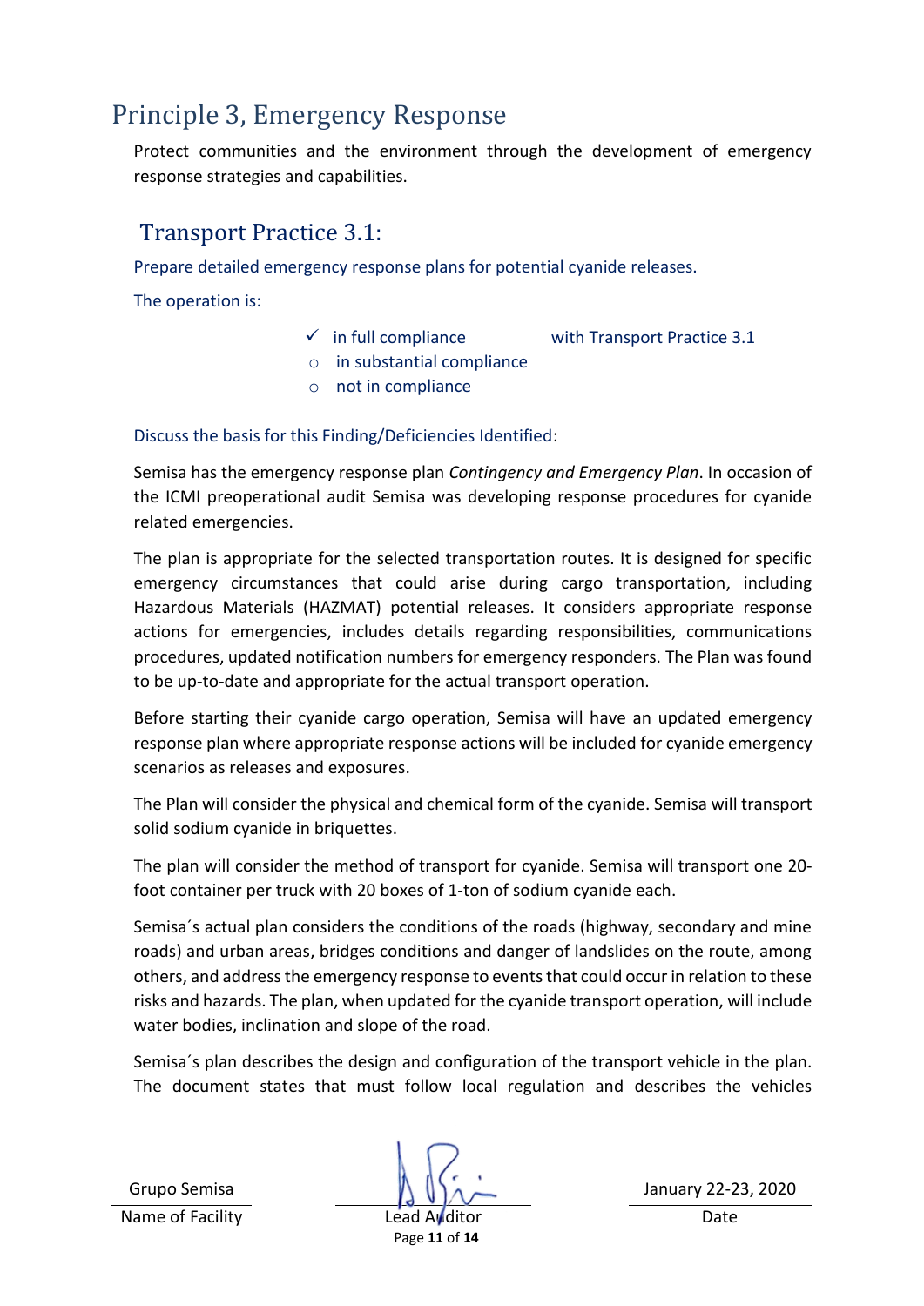# Principle 3, Emergency Response

Protect communities and the environment through the development of emergency response strategies and capabilities.

## Transport Practice 3.1:

Prepare detailed emergency response plans for potential cyanide releases.

The operation is:

- ✓ in full compliance with Transport Practice 3.1
- ○ in substantial compliance
- ○ not in compliance

Discuss the basis for this Finding/Deficiencies Identified:

Semisa has the emergency response plan *Contingency and Emergency Plan*. In occasion of the ICMI preoperational audit Semisa was developing response procedures for cyanide related emergencies.

The plan is appropriate for the selected transportation routes. It is designed for specific emergency circumstances that could arise during cargo transportation, including Hazardous Materials (HAZMAT) potential releases. It considers appropriate response actions for emergencies, includes details regarding responsibilities, communications procedures, updated notification numbers for emergency responders. The Plan was found to be up-to-date and appropriate for the actual transport operation.

Before starting their cyanide cargo operation, Semisa will have an updated emergency response plan where appropriate response actions will be included for cyanide emergency scenarios as releases and exposures.

The Plan will consider the physical and chemical form of the cyanide. Semisa will transport solid sodium cyanide in briquettes.

The plan will consider the method of transport for cyanide. Semisa will transport one 20-foot container per truck with 20 boxes of 1-ton of sodium cyanide each.

Semisa´s actual plan considers the conditions of the roads (highway, secondary and mine roads) and urban areas, bridges conditions and danger of landslides on the route, among others, and address the emergency response to events that could occur in relation to these risks and hazards. The plan, when updated for the cyanide transport operation, will include water bodies, inclination and slope of the road.

Semisa´s plan describes the design and configuration of the transport vehicle in the plan. The document states that must follow local regulation and describes the vehicles

| Grupo Semisa | | January 22-23, 2020 |
|---|---|---|
| Name of Facility | Lead Auditor | Date |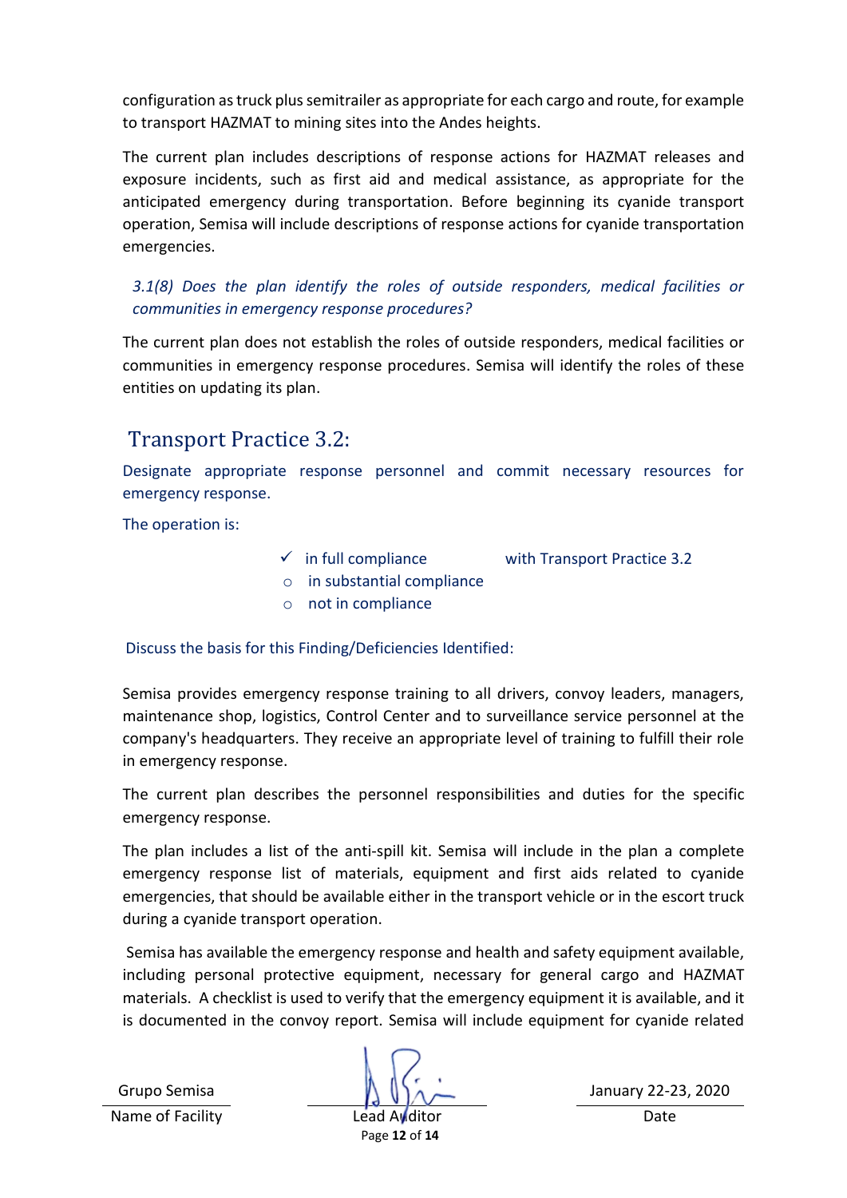configuration as truck plus semitrailer as appropriate for each cargo and route, for example to transport HAZMAT to mining sites into the Andes heights.

The current plan includes descriptions of response actions for HAZMAT releases and exposure incidents, such as first aid and medical assistance, as appropriate for the anticipated emergency during transportation. Before beginning its cyanide transport operation, Semisa will include descriptions of response actions for cyanide transportation emergencies.

*3.1(8) Does the plan identify the roles of outside responders, medical facilities or communities in emergency response procedures?*

The current plan does not establish the roles of outside responders, medical facilities or communities in emergency response procedures. Semisa will identify the roles of these entities on updating its plan.

## Transport Practice 3.2:

Designate appropriate response personnel and commit necessary resources for emergency response.

The operation is:

- ✓ in full compliance with Transport Practice 3.2
- ○ in substantial compliance
- ○ not in compliance

Discuss the basis for this Finding/Deficiencies Identified:

Semisa provides emergency response training to all drivers, convoy leaders, managers, maintenance shop, logistics, Control Center and to surveillance service personnel at the company's headquarters. They receive an appropriate level of training to fulfill their role in emergency response.

The current plan describes the personnel responsibilities and duties for the specific emergency response.

The plan includes a list of the anti-spill kit. Semisa will include in the plan a complete emergency response list of materials, equipment and first aids related to cyanide emergencies, that should be available either in the transport vehicle or in the escort truck during a cyanide transport operation.

Semisa has available the emergency response and health and safety equipment available, including personal protective equipment, necessary for general cargo and HAZMAT materials. A checklist is used to verify that the emergency equipment it is available, and it is documented in the convoy report. Semisa will include equipment for cyanide related

| Grupo Semisa | | January 22-23, 2020 |
|---|---|---|
| Name of Facility | Lead Auditor | Date |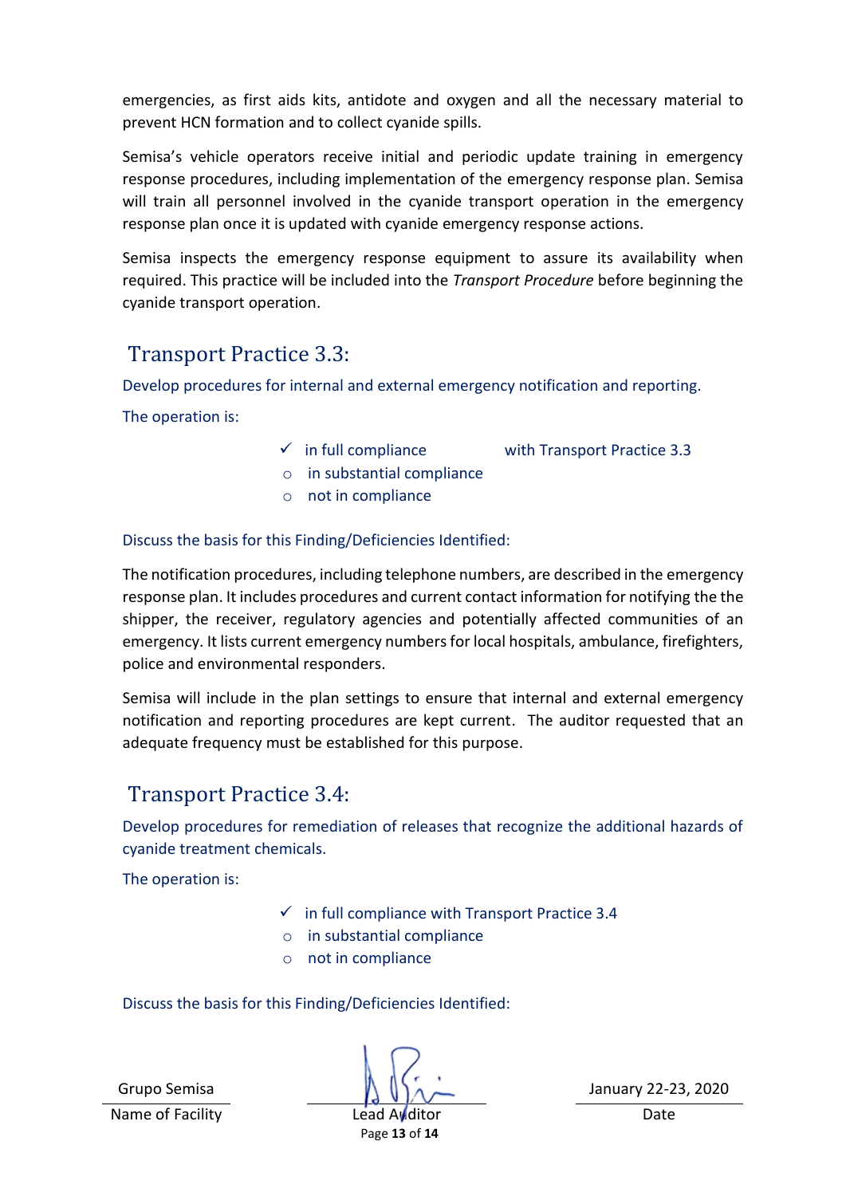emergencies, as first aids kits, antidote and oxygen and all the necessary material to prevent HCN formation and to collect cyanide spills.

Semisa's vehicle operators receive initial and periodic update training in emergency response procedures, including implementation of the emergency response plan. Semisa will train all personnel involved in the cyanide transport operation in the emergency response plan once it is updated with cyanide emergency response actions.

Semisa inspects the emergency response equipment to assure its availability when required. This practice will be included into the *Transport Procedure* before beginning the cyanide transport operation.

## Transport Practice 3.3:

Develop procedures for internal and external emergency notification and reporting.

The operation is:

- ✓ in full compliance with Transport Practice 3.3
- ○ in substantial compliance
- ○ not in compliance

Discuss the basis for this Finding/Deficiencies Identified:

The notification procedures, including telephone numbers, are described in the emergency response plan. It includes procedures and current contact information for notifying the the shipper, the receiver, regulatory agencies and potentially affected communities of an emergency. It lists current emergency numbers for local hospitals, ambulance, firefighters, police and environmental responders.

Semisa will include in the plan settings to ensure that internal and external emergency notification and reporting procedures are kept current. The auditor requested that an adequate frequency must be established for this purpose.

## Transport Practice 3.4:

Develop procedures for remediation of releases that recognize the additional hazards of cyanide treatment chemicals.

The operation is:

- ✓ in full compliance with Transport Practice 3.4
- ○ in substantial compliance
- ○ not in compliance

Discuss the basis for this Finding/Deficiencies Identified:

| Grupo Semisa | | January 22-23, 2020 |
|---|---|---|
| Name of Facility | Lead Auditor | Date |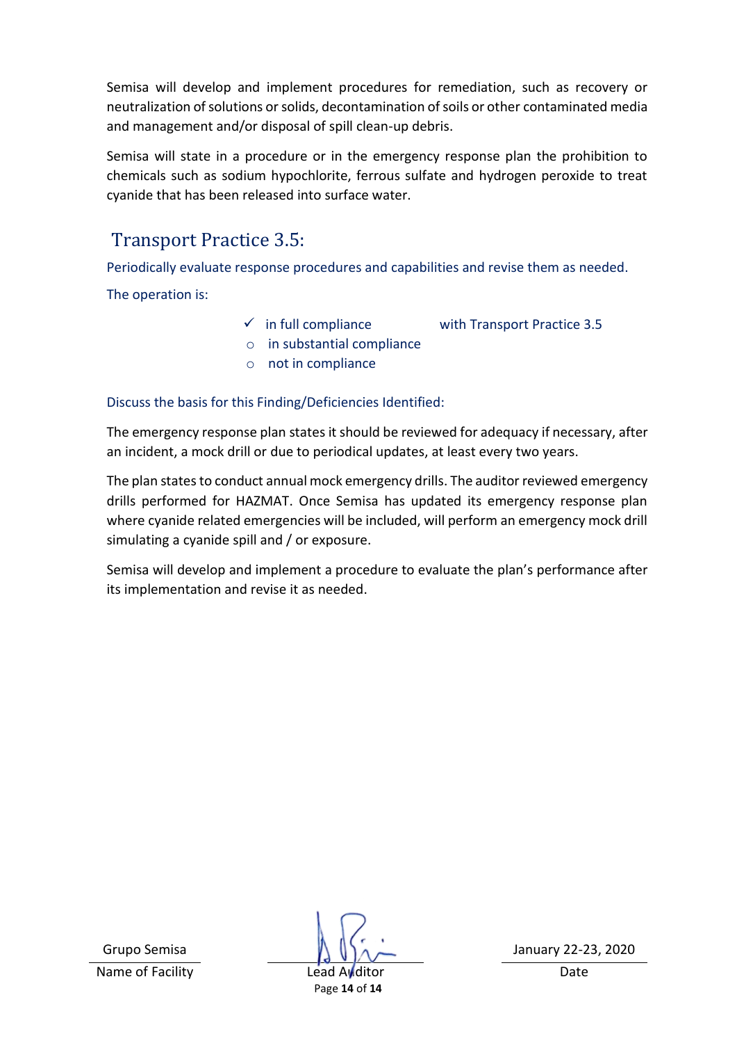Semisa will develop and implement procedures for remediation, such as recovery or neutralization of solutions or solids, decontamination of soils or other contaminated media and management and/or disposal of spill clean-up debris.

Semisa will state in a procedure or in the emergency response plan the prohibition to chemicals such as sodium hypochlorite, ferrous sulfate and hydrogen peroxide to treat cyanide that has been released into surface water.

## Transport Practice 3.5:

Periodically evaluate response procedures and capabilities and revise them as needed.

The operation is:

- ✓ in full compliance with Transport Practice 3.5
- ○ in substantial compliance
- ○ not in compliance

Discuss the basis for this Finding/Deficiencies Identified:

The emergency response plan states it should be reviewed for adequacy if necessary, after an incident, a mock drill or due to periodical updates, at least every two years.

The plan states to conduct annual mock emergency drills. The auditor reviewed emergency drills performed for HAZMAT. Once Semisa has updated its emergency response plan where cyanide related emergencies will be included, will perform an emergency mock drill simulating a cyanide spill and / or exposure.

Semisa will develop and implement a procedure to evaluate the plan's performance after its implementation and revise it as needed.

| Grupo Semisa | | January 22-23, 2020 |
|---|---|---|
| Name of Facility | Lead Auditor | Date |